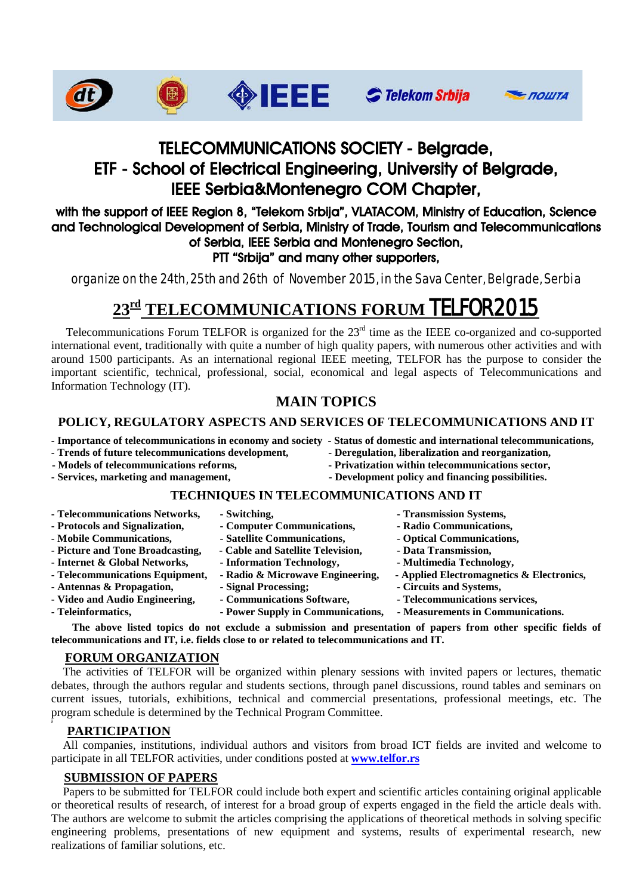# TELECOMMUNICATIONS SOCIETY - Belgrade, ETF - School of Electrical Engineering, University of Belgrade, IEEE Serbia&Montenegro COM Chapter,

**with the support of IEEE Region 8, "Telekom Srbija", VLATACOM, Ministry of Education, Science and Technological Development of Serbia, Ministry of Trade, Tourism and Telecommunications of Serbia, IEEE Serbia and Montenegro Section, PTT "Srbija" and many other supporters,**

organize on the 24th, 25th and 26th of November 2015, in the Sava Center, Belgrade, Serbia

# 23rd TELECOMMUNICATIONS FORUM TELFOR2015

Telecommunications Forum TELFOR is organized for the 23rd time as the IEEE co-organized and co-supported international event, traditionally with quite a number of high quality papers, with numerous other activities and with around 1500 participants. As an international regional IEEE meeting, TELFOR has the purpose to consider the important scientific, technical, professional, social, economical and legal aspects of Telecommunications and Information Technology (IT).

## MAIN TOPICS

### POLICY, REGULATORY ASPECTS AND SERVICES OF TELECOMMUNICATIONS AND IT

- **Importance of telecommunications in economy and society**
- **Trends of future telecommunications development,**
- **Models of telecommunications reforms,**
- **Services, marketing and management,**
- **Status of domestic and international telecommunications,**
- **Deregulation, liberalization and reorganization,**
- **Privatization within telecommunications sector,**
- **Development policy and financing possibilities.**

### TECHNIQUES IN TELECOMMUNICATIONS AND IT

- **Telecommunications Networks,**
- **Protocols and Signalization,**
- **Mobile Communications,**
- **Picture and Tone Broadcasting,**
- **Internet & Global Networks,**
- **Telecommunications Equipment,**
- **Antennas & Propagation,**
- **Video and Audio Engineering,**
- **Teleinformatics,**
- **Switching,**
- **Computer Communications,**
- **Satellite Communications,**
- **Cable and Satellite Television,**
- **Information Technology,**
- **Radio & Microwave Engineering,**
- **Signal Processing;**
- **Communications Software,**
- **Power Supply in Communications,**
- **Transmission Systems,**
- **Radio Communications,**
- **Optical Communications,**
- **Data Transmission,**
- **Multimedia Technology,**
- **Applied Electromagnetics & Electronics,**
- **Circuits and Systems,**
- **Telecommunications services,**
- **Measurements in Communications.**

**The above listed topics do not exclude a submission and presentation of papers from other specific fields of telecommunications and IT, i.e. fields close to or related to telecommunications and IT.**

## FORUM ORGANIZATION

The activities of TELFOR will be organized within plenary sessions with invited papers or lectures, thematic debates, through the authors regular and students sections, through panel discussions, round tables and seminars on current issues, tutorials, exhibitions, technical and commercial presentations, professional meetings, etc. The program schedule is determined by the Technical Program Committee.

## PARTICIPATION

All companies, institutions, individual authors and visitors from broad ICT fields are invited and welcome to participate in all TELFOR activities, under conditions posted at **www.telfor.rs**

## SUBMISSION OF PAPERS

Papers to be submitted for TELFOR could include both expert and scientific articles containing original applicable or theoretical results of research, of interest for a broad group of experts engaged in the field the article deals with. The authors are welcome to submit the articles comprising the applications of theoretical methods in solving specific engineering problems, presentations of new equipment and systems, results of experimental research, new realizations of familiar solutions, etc.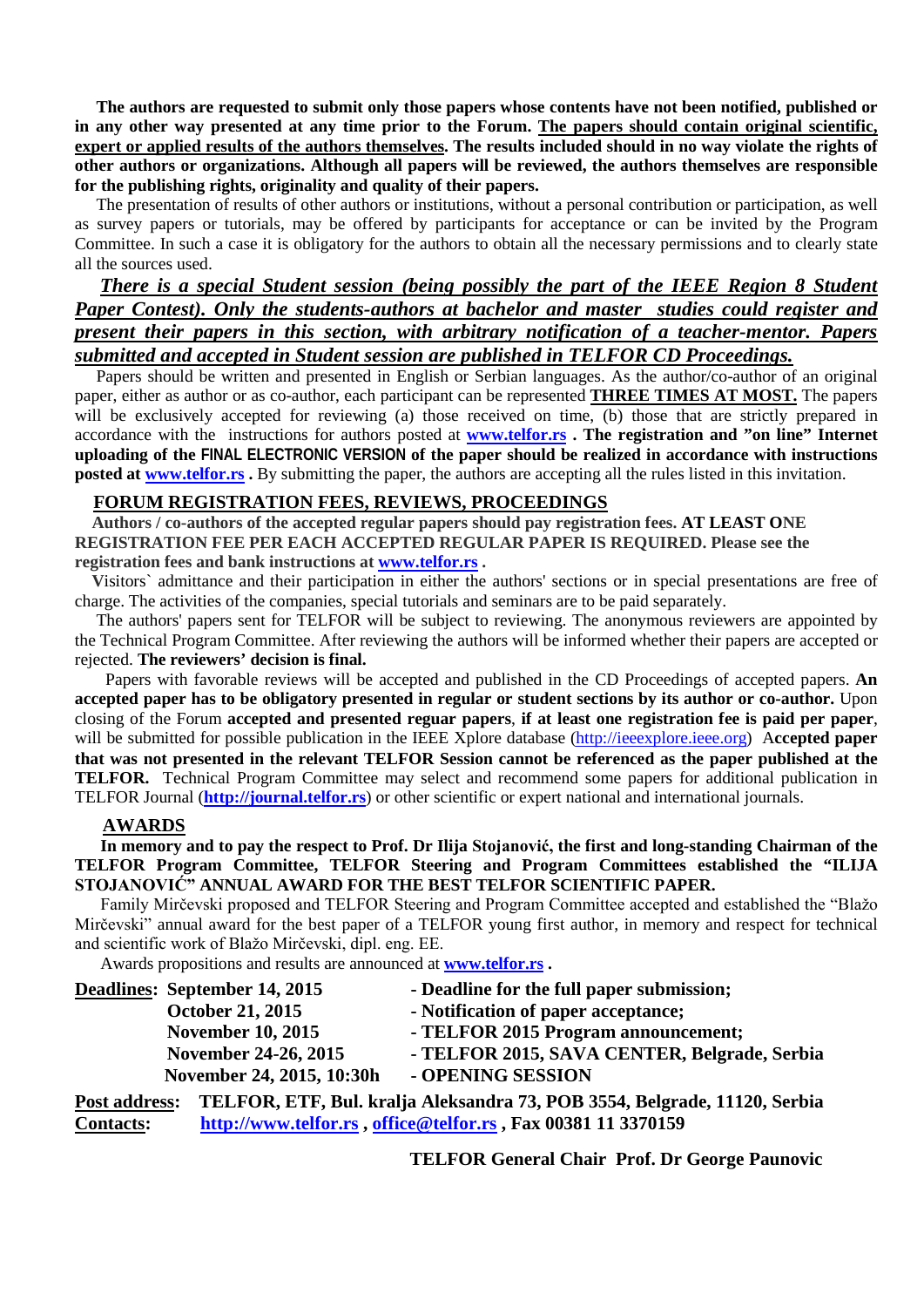**The authors are requested to submit only those papers whose contents have not been notified, published or in any other way presented at any time prior to the Forum. <u>The papers should contain original scientific, expert or applied results of the authors themselves</u>. The results included should in no way violate the rights of other authors or organizations. Although all papers will be reviewed, the authors themselves are responsible for the publishing rights, originality and quality of their papers.**

The presentation of results of other authors or institutions, without a personal contribution or participation, as well as survey papers or tutorials, may be offered by participants for acceptance or can be invited by the Program Committee. In such a case it is obligatory for the authors to obtain all the necessary permissions and to clearly state all the sources used.

***<u>There is a special Student session (being possibly the part of the IEEE Region 8 Student Paper Contest). Only the students-authors at bachelor and master studies could register and present their papers in this section, with arbitrary notification of a teacher-mentor. Papers submitted and accepted in Student session are published in TELFOR CD Proceedings.</u>***

Papers should be written and presented in English or Serbian languages. As the author/co-author of an original paper, either as author or as co-author, each participant can be represented **<u>THREE TIMES AT MOST.</u>** The papers will be exclusively accepted for reviewing (a) those received on time, (b) those that are strictly prepared in accordance with the instructions for authors posted at **www.telfor.rs** . **The registration and "on line" Internet uploading of the FINAL ELECTRONIC VERSION of the paper should be realized in accordance with instructions posted at www.telfor.rs .** By submitting the paper, the authors are accepting all the rules listed in this invitation.

## FORUM REGISTRATION FEES, REVIEWS, PROCEEDINGS

**Authors / co-authors of the accepted regular papers should pay registration fees. AT LEAST ONE REGISTRATION FEE PER EACH ACCEPTED REGULAR PAPER IS REQUIRED. Please see the registration fees and bank instructions at www.telfor.rs .**

Visitors` admittance and their participation in either the authors' sections or in special presentations are free of charge. The activities of the companies, special tutorials and seminars are to be paid separately.

The authors' papers sent for TELFOR will be subject to reviewing. The anonymous reviewers are appointed by the Technical Program Committee. After reviewing the authors will be informed whether their papers are accepted or rejected. **The reviewers' decision is final.**

Papers with favorable reviews will be accepted and published in the CD Proceedings of accepted papers. **An accepted paper has to be obligatory presented in regular or student sections by its author or co-author.** Upon closing of the Forum **accepted and presented reguar papers**, **if at least one registration fee is paid per paper**, will be submitted for possible publication in the IEEE Xplore database (http://ieeexplore.ieee.org) **Accepted paper that was not presented in the relevant TELFOR Session cannot be referenced as the paper published at the TELFOR.** Technical Program Committee may select and recommend some papers for additional publication in TELFOR Journal (**http://journal.telfor.rs**) or other scientific or expert national and international journals.

## AWARDS

**In memory and to pay the respect to Prof. Dr Ilija Stojanović, the first and long-standing Chairman of the TELFOR Program Committee, TELFOR Steering and Program Committees established the "ILIJA STOJANOVIĆ" ANNUAL AWARD FOR THE BEST TELFOR SCIENTIFIC PAPER.**

Family Mirčevski proposed and TELFOR Steering and Program Committee accepted and established the "Blažo Mirčevski" annual award for the best paper of a TELFOR young first author, in memory and respect for technical and scientific work of Blažo Mirčevski, dipl. eng. EE.

Awards propositions and results are announced at **www.telfor.rs** .

| | | |
|---|---|---|
| **<u>Deadlines</u>:** | **September 14, 2015** | **- Deadline for the full paper submission;** |
| | **October 21, 2015** | **- Notification of paper acceptance;** |
| | **November 10, 2015** | **- TELFOR 2015 Program announcement;** |
| | **November 24-26, 2015** | **- TELFOR 2015, SAVA CENTER, Belgrade, Serbia** |
| | **November 24, 2015, 10:30h** | **- OPENING SESSION** |

**<u>Post address</u>: TELFOR, ETF, Bul. kralja Aleksandra 73, POB 3554, Belgrade, 11120, Serbia**

**<u>Contacts</u>: http://www.telfor.rs , office@telfor.rs , Fax 00381 11 3370159**

**TELFOR General Chair Prof. Dr George Paunovic**